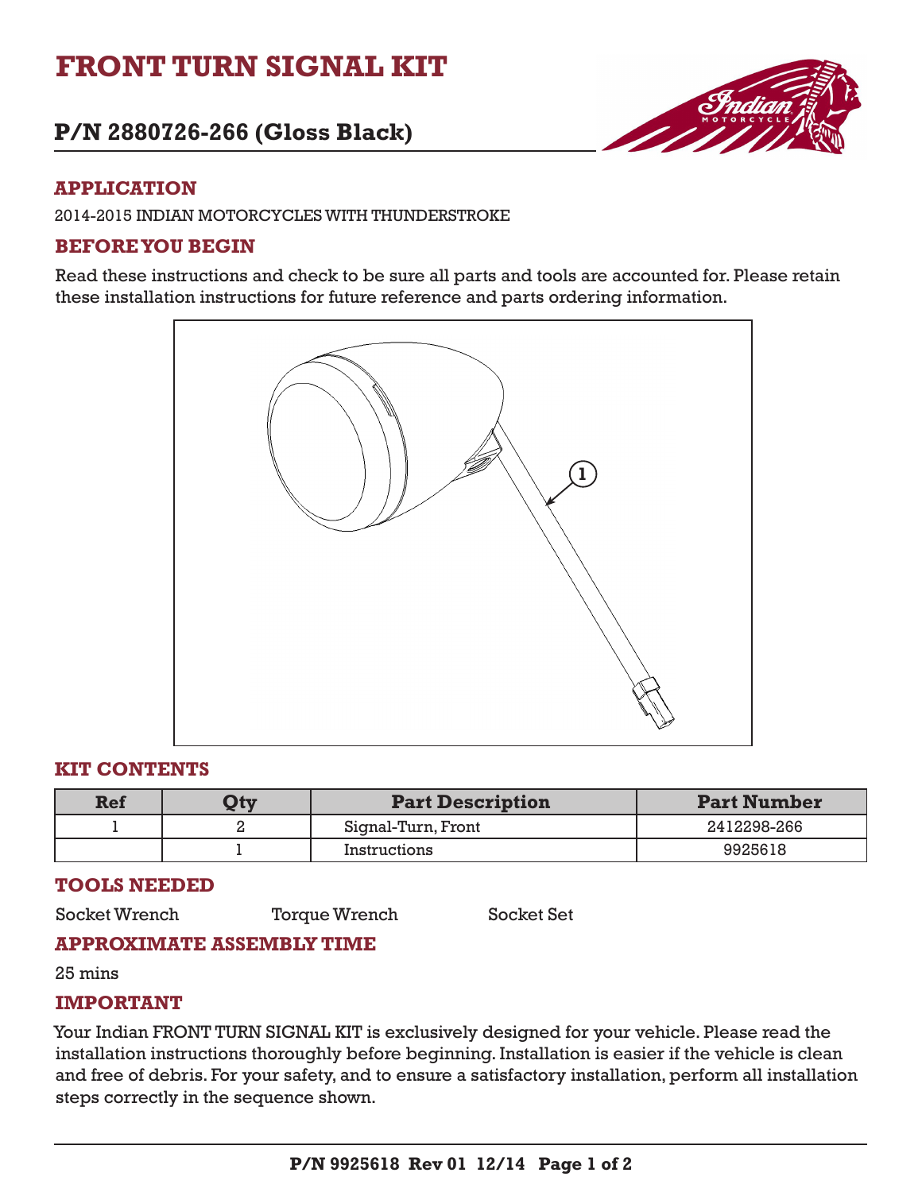# FRONT TURN SIGNAL KIT

## P/N 2880726-266 (Gloss Black)

### APPLICATION

2014-2015 INDIAN MOTORCYCLES WITH THUNDERSTROKE

### BEFORE YOU BEGIN

Read these instructions and check to be sure all parts and tools are accounted for. Please retain these installation instructions for future reference and parts ordering information.

### KIT CONTENTS

| Ref | Qty | Part Description | Part Number |
|---|---|---|---|
| 1 | 2 | Signal-Turn, Front | 2412298-266 |
| | 1 | Instructions | 9925618 |

### TOOLS NEEDED

Socket Wrench    Torque Wrench    Socket Set

### APPROXIMATE ASSEMBLY TIME

25 mins

### IMPORTANT

Your Indian FRONT TURN SIGNAL KIT is exclusively designed for your vehicle. Please read the installation instructions thoroughly before beginning. Installation is easier if the vehicle is clean and free of debris. For your safety, and to ensure a satisfactory installation, perform all installation steps correctly in the sequence shown.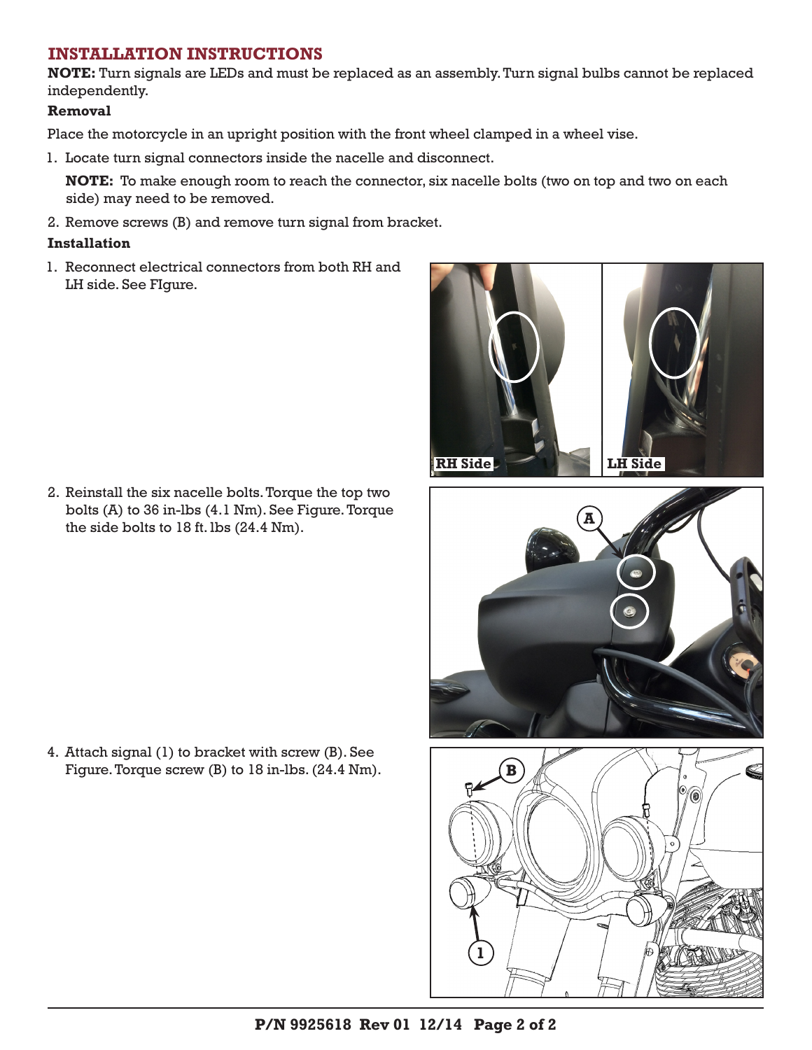## INSTALLATION INSTRUCTIONS

**NOTE:** Turn signals are LEDs and must be replaced as an assembly. Turn signal bulbs cannot be replaced independently.

**Removal**

Place the motorcycle in an upright position with the front wheel clamped in a wheel vise.

1. Locate turn signal connectors inside the nacelle and disconnect.

   **NOTE:** To make enough room to reach the connector, six nacelle bolts (two on top and two on each side) may need to be removed.

2. Remove screws (B) and remove turn signal from bracket.

**Installation**

1. Reconnect electrical connectors from both RH and LH side. See FIgure.

RH Side

LH Side

2. Reinstall the six nacelle bolts. Torque the top two bolts (A) to 36 in-lbs (4.1 Nm). See Figure. Torque the side bolts to 18 ft. lbs (24.4 Nm).

A

4. Attach signal (1) to bracket with screw (B). See Figure. Torque screw (B) to 18 in-lbs. (24.4 Nm).

B

1

P/N 9925618 Rev 01 12/14